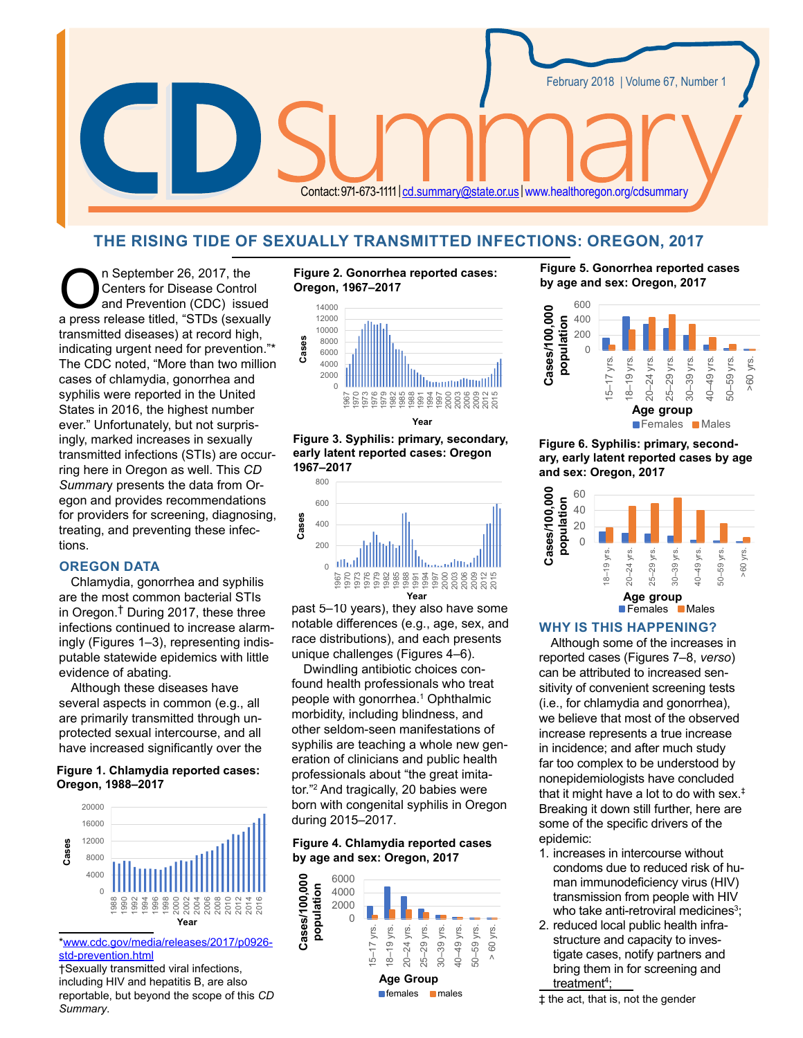# CD Summary

February 2018 | Volume 67, Number 1

Contact: 971-673-1111 | cd.summary@state.or.us | www.healthoregon.org/cdsummary

## THE RISING TIDE OF SEXUALLY TRANSMITTED INFECTIONS: OREGON, 2017

On September 26, 2017, the Centers for Disease Control and Prevention (CDC) issued a press release titled, "STDs (sexually transmitted diseases) at record high, indicating urgent need for prevention."* The CDC noted, "More than two million cases of chlamydia, gonorrhea and syphilis were reported in the United States in 2016, the highest number ever." Unfortunately, but not surprisingly, marked increases in sexually transmitted infections (STIs) are occurring here in Oregon as well. This *CD Summary* presents the data from Oregon and provides recommendations for providers for screening, diagnosing, treating, and preventing these infections.

### OREGON DATA

Chlamydia, gonorrhea and syphilis are the most common bacterial STIs in Oregon.† During 2017, these three infections continued to increase alarmingly (Figures 1–3), representing indisputable statewide epidemics with little evidence of abating.

Although these diseases have several aspects in common (e.g., all are primarily transmitted through unprotected sexual intercourse, and all have increased significantly over the past 5–10 years), they also have some notable differences (e.g., age, sex, and race distributions), and each presents unique challenges (Figures 4–6).

Dwindling antibiotic choices confound health professionals who treat people with gonorrhea.[1] Ophthalmic morbidity, including blindness, and other seldom-seen manifestations of syphilis are teaching a whole new generation of clinicians and public health professionals about "the great imitator."[2] And tragically, 20 babies were born with congenital syphilis in Oregon during 2015–2017.

**Figure 1. Chlamydia reported cases: Oregon, 1988–2017**

**Figure 2. Gonorrhea reported cases: Oregon, 1967–2017**

**Figure 3. Syphilis: primary, secondary, early latent reported cases: Oregon 1967–2017**

**Figure 4. Chlamydia reported cases by age and sex: Oregon, 2017**

**Figure 5. Gonorrhea reported cases by age and sex: Oregon, 2017**

**Figure 6. Syphilis: primary, secondary, early latent reported cases by age and sex: Oregon, 2017**

### WHY IS THIS HAPPENING?

Although some of the increases in reported cases (Figures 7–8, *verso*) can be attributed to increased sensitivity of convenient screening tests (i.e., for chlamydia and gonorrhea), we believe that most of the observed increase represents a true increase in incidence; and after much study far too complex to be understood by nonepidemiologists have concluded that it might have a lot to do with sex.‡ Breaking it down still further, here are some of the specific drivers of the epidemic:

1. increases in intercourse without condoms due to reduced risk of human immunodeficiency virus (HIV) transmission from people with HIV who take anti-retroviral medicines[3];
2. reduced local public health infrastructure and capacity to investigate cases, notify partners and bring them in for screening and treatment[4];

---

*www.cdc.gov/media/releases/2017/p0926-std-prevention.html

†Sexually transmitted viral infections, including HIV and hepatitis B, are also reportable, but beyond the scope of this *CD Summary*.

‡ the act, that is, not the gender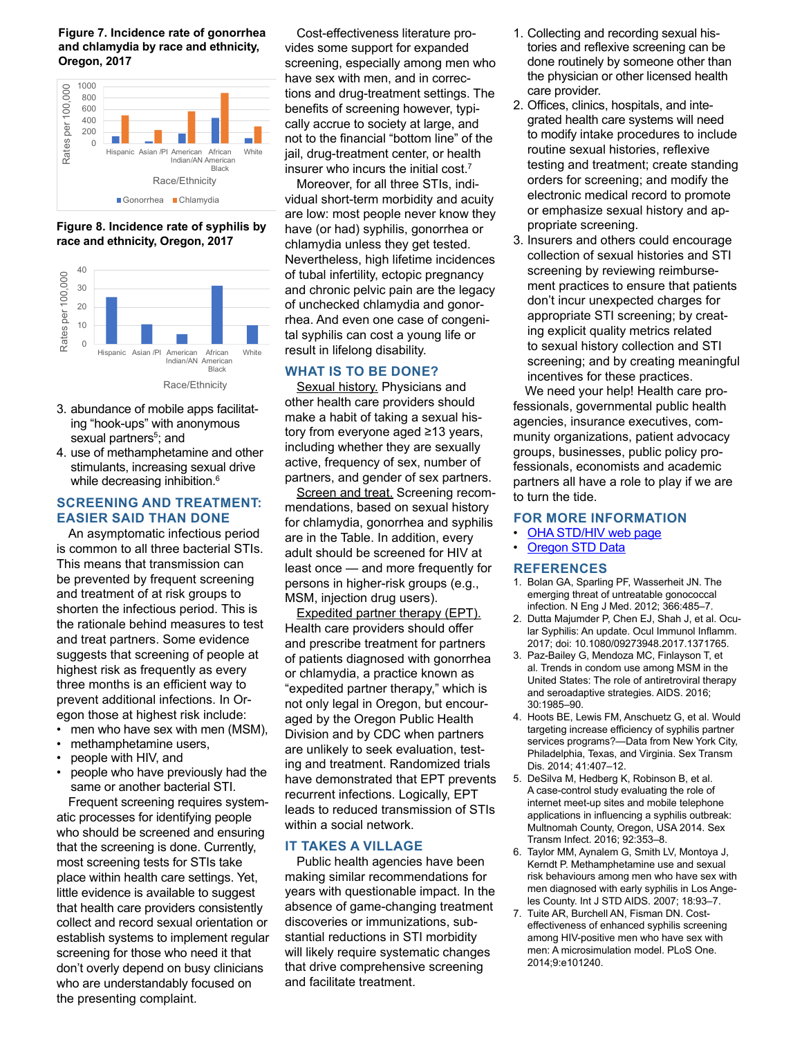**Figure 7. Incidence rate of gonorrhea and chlamydia by race and ethnicity, Oregon, 2017**

**Figure 8. Incidence rate of syphilis by race and ethnicity, Oregon, 2017**

3. abundance of mobile apps facilitating "hook-ups" with anonymous sexual partners[5]; and
4. use of methamphetamine and other stimulants, increasing sexual drive while decreasing inhibition.[6]

## SCREENING AND TREATMENT: EASIER SAID THAN DONE

An asymptomatic infectious period is common to all three bacterial STIs. This means that transmission can be prevented by frequent screening and treatment of at risk groups to shorten the infectious period. This is the rationale behind measures to test and treat partners. Some evidence suggests that screening of people at highest risk as frequently as every three months is an efficient way to prevent additional infections. In Oregon those at highest risk include:

- men who have sex with men (MSM),
- methamphetamine users,
- people with HIV, and
- people who have previously had the same or another bacterial STI.

Frequent screening requires systematic processes for identifying people who should be screened and ensuring that the screening is done. Currently, most screening tests for STIs take place within health care settings. Yet, little evidence is available to suggest that health care providers consistently collect and record sexual orientation or establish systems to implement regular screening for those who need it that don't overly depend on busy clinicians who are understandably focused on the presenting complaint.

Cost-effectiveness literature provides some support for expanded screening, especially among men who have sex with men, and in corrections and drug-treatment settings. The benefits of screening however, typically accrue to society at large, and not to the financial "bottom line" of the jail, drug-treatment center, or health insurer who incurs the initial cost.[7]

Moreover, for all three STIs, individual short-term morbidity and acuity are low: most people never know they have (or had) syphilis, gonorrhea or chlamydia unless they get tested. Nevertheless, high lifetime incidences of tubal infertility, ectopic pregnancy and chronic pelvic pain are the legacy of unchecked chlamydia and gonorrhea. And even one case of congenital syphilis can cost a young life or result in lifelong disability.

## WHAT IS TO BE DONE?

Sexual history. Physicians and other health care providers should make a habit of taking a sexual history from everyone aged ≥13 years, including whether they are sexually active, frequency of sex, number of partners, and gender of sex partners.

Screen and treat. Screening recommendations, based on sexual history for chlamydia, gonorrhea and syphilis are in the Table. In addition, every adult should be screened for HIV at least once — and more frequently for persons in higher-risk groups (e.g., MSM, injection drug users).

Expedited partner therapy (EPT). Health care providers should offer and prescribe treatment for partners of patients diagnosed with gonorrhea or chlamydia, a practice known as "expedited partner therapy," which is not only legal in Oregon, but encouraged by the Oregon Public Health Division and by CDC when partners are unlikely to seek evaluation, testing and treatment. Randomized trials have demonstrated that EPT prevents recurrent infections. Logically, EPT leads to reduced transmission of STIs within a social network.

## IT TAKES A VILLAGE

Public health agencies have been making similar recommendations for years with questionable impact. In the absence of game-changing treatment discoveries or immunizations, substantial reductions in STI morbidity will likely require systematic changes that drive comprehensive screening and facilitate treatment.

1. Collecting and recording sexual histories and reflexive screening can be done routinely by someone other than the physician or other licensed health care provider.
2. Offices, clinics, hospitals, and integrated health care systems will need to modify intake procedures to include routine sexual histories, reflexive testing and treatment; create standing orders for screening; and modify the electronic medical record to promote or emphasize sexual history and appropriate screening.
3. Insurers and others could encourage collection of sexual histories and STI screening by reviewing reimbursement practices to ensure that patients don't incur unexpected charges for appropriate STI screening; by creating explicit quality metrics related to sexual history collection and STI screening; and by creating meaningful incentives for these practices.

We need your help! Health care professionals, governmental public health agencies, insurance executives, community organizations, patient advocacy groups, businesses, public policy professionals, economists and academic partners all have a role to play if we are to turn the tide.

## FOR MORE INFORMATION

- OHA STD/HIV web page
- Oregon STD Data

## REFERENCES

1. Bolan GA, Sparling PF, Wasserheit JN. The emerging threat of untreatable gonococcal infection. N Eng J Med. 2012; 366:485–7.
2. Dutta Majumder P, Chen EJ, Shah J, et al. Ocular Syphilis: An update. Ocul Immunol Inflamm. 2017; doi: 10.1080/09273948.2017.1371765.
3. Paz-Bailey G, Mendoza MC, Finlayson T, et al. Trends in condom use among MSM in the United States: The role of antiretroviral therapy and seroadaptive strategies. AIDS. 2016; 30:1985–90.
4. Hoots BE, Lewis FM, Anschuetz G, et al. Would targeting increase efficiency of syphilis partner services programs?—Data from New York City, Philadelphia, Texas, and Virginia. Sex Transm Dis. 2014; 41:407–12.
5. DeSilva M, Hedberg K, Robinson B, et al. A case-control study evaluating the role of internet meet-up sites and mobile telephone applications in influencing a syphilis outbreak: Multnomah County, Oregon, USA 2014. Sex Transm Infect. 2016; 92:353–8.
6. Taylor MM, Aynalem G, Smith LV, Montoya J, Kerndt P. Methamphetamine use and sexual risk behaviours among men who have sex with men diagnosed with early syphilis in Los Angeles County. Int J STD AIDS. 2007; 18:93–7.
7. Tuite AR, Burchell AN, Fisman DN. Cost-effectiveness of enhanced syphilis screening among HIV-positive men who have sex with men: A microsimulation model. PLoS One. 2014;9:e101240.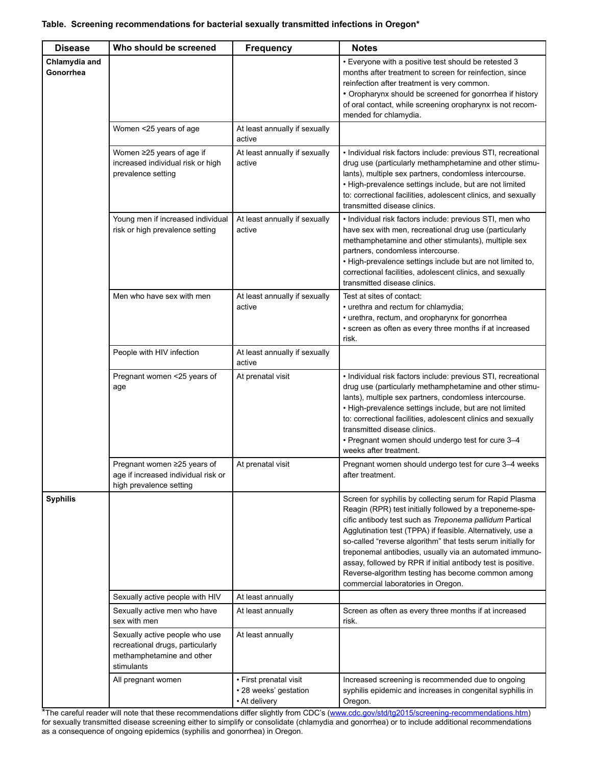**Table. Screening recommendations for bacterial sexually transmitted infections in Oregon***

| Disease | Who should be screened | Frequency | Notes |
|---|---|---|---|
| **Chlamydia and Gonorrhea** | | | • Everyone with a positive test should be retested 3 months after treatment to screen for reinfection, since reinfection after treatment is very common.<br>• Oropharynx should be screened for gonorrhea if history of oral contact, while screening oropharynx is not recommended for chlamydia. |
| | Women <25 years of age | At least annually if sexually active | |
| | Women ≥25 years of age if increased individual risk or high prevalence setting | At least annually if sexually active | • Individual risk factors include: previous STI, recreational drug use (particularly methamphetamine and other stimulants), multiple sex partners, condomless intercourse.<br>• High-prevalence settings include, but are not limited to: correctional facilities, adolescent clinics, and sexually transmitted disease clinics. |
| | Young men if increased individual risk or high prevalence setting | At least annually if sexually active | • Individual risk factors include: previous STI, men who have sex with men, recreational drug use (particularly methamphetamine and other stimulants), multiple sex partners, condomless intercourse.<br>• High-prevalence settings include but are not limited to, correctional facilities, adolescent clinics, and sexually transmitted disease clinics. |
| | Men who have sex with men | At least annually if sexually active | Test at sites of contact:<br>• urethra and rectum for chlamydia;<br>• urethra, rectum, and oropharynx for gonorrhea<br>• screen as often as every three months if at increased risk. |
| | People with HIV infection | At least annually if sexually active | |
| | Pregnant women <25 years of age | At prenatal visit | • Individual risk factors include: previous STI, recreational drug use (particularly methamphetamine and other stimulants), multiple sex partners, condomless intercourse.<br>• High-prevalence settings include, but are not limited to: correctional facilities, adolescent clinics and sexually transmitted disease clinics.<br>• Pregnant women should undergo test for cure 3–4 weeks after treatment. |
| | Pregnant women ≥25 years of age if increased individual risk or high prevalence setting | At prenatal visit | Pregnant women should undergo test for cure 3–4 weeks after treatment. |
| **Syphilis** | | | Screen for syphilis by collecting serum for Rapid Plasma Reagin (RPR) test initially followed by a treponeme-specific antibody test such as *Treponema pallidum* Partical Agglutination test (TPPA) if feasible. Alternatively, use a so-called "reverse algorithm" that tests serum initially for treponemal antibodies, usually via an automated immunoassay, followed by RPR if initial antibody test is positive. Reverse-algorithm testing has become common among commercial laboratories in Oregon. |
| | Sexually active people with HIV | At least annually | |
| | Sexually active men who have sex with men | At least annually | Screen as often as every three months if at increased risk. |
| | Sexually active people who use recreational drugs, particularly methamphetamine and other stimulants | At least annually | |
| | All pregnant women | • First prenatal visit<br>• 28 weeks' gestation<br>• At delivery | Increased screening is recommended due to ongoing syphilis epidemic and increases in congenital syphilis in Oregon. |

*The careful reader will note that these recommendations differ slightly from CDC's (www.cdc.gov/std/tg2015/screening-recommendations.htm) for sexually transmitted disease screening either to simplify or consolidate (chlamydia and gonorrhea) or to include additional recommendations as a consequence of ongoing epidemics (syphilis and gonorrhea) in Oregon.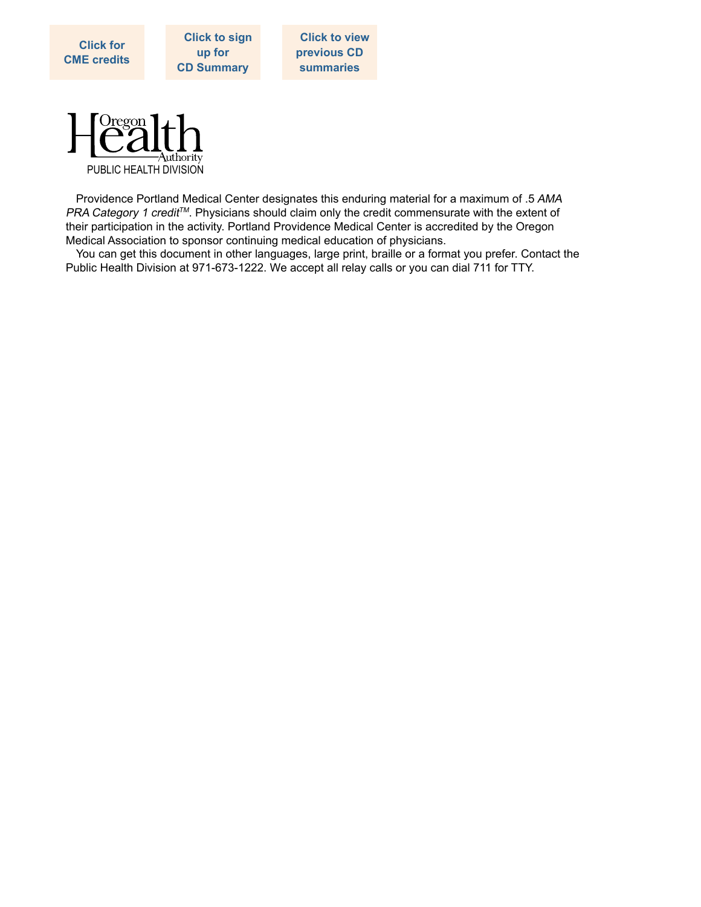Click for CME credits

Click to sign up for CD Summary

Click to view previous CD summaries

Oregon Health Authority

PUBLIC HEALTH DIVISION

Providence Portland Medical Center designates this enduring material for a maximum of .5 *AMA PRA Category 1 credit™*. Physicians should claim only the credit commensurate with the extent of their participation in the activity. Portland Providence Medical Center is accredited by the Oregon Medical Association to sponsor continuing medical education of physicians.

You can get this document in other languages, large print, braille or a format you prefer. Contact the Public Health Division at 971-673-1222. We accept all relay calls or you can dial 711 for TTY.